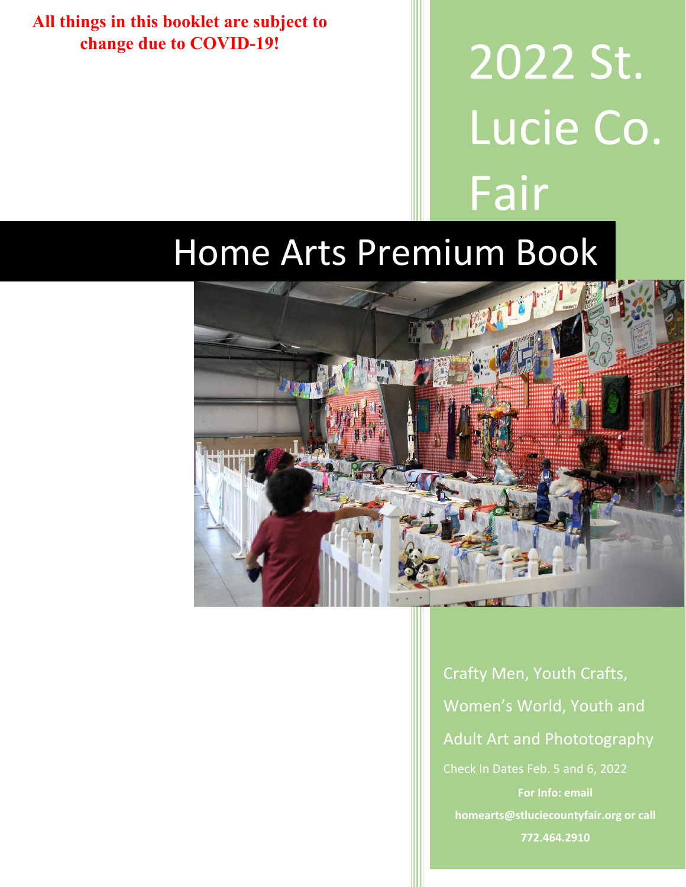**All things in this booklet are subject to change due to COVID-19!**

# 2022 St. Lucie Co. Fair

# Home Arts Premium Book

Crafty Men, Youth Crafts, Women's World, Youth and Adult Art and Phototography

Check In Dates Feb. 5 and 6, 2022

**For Info: email homearts@stluciecountyfair.org or call 772.464.2910**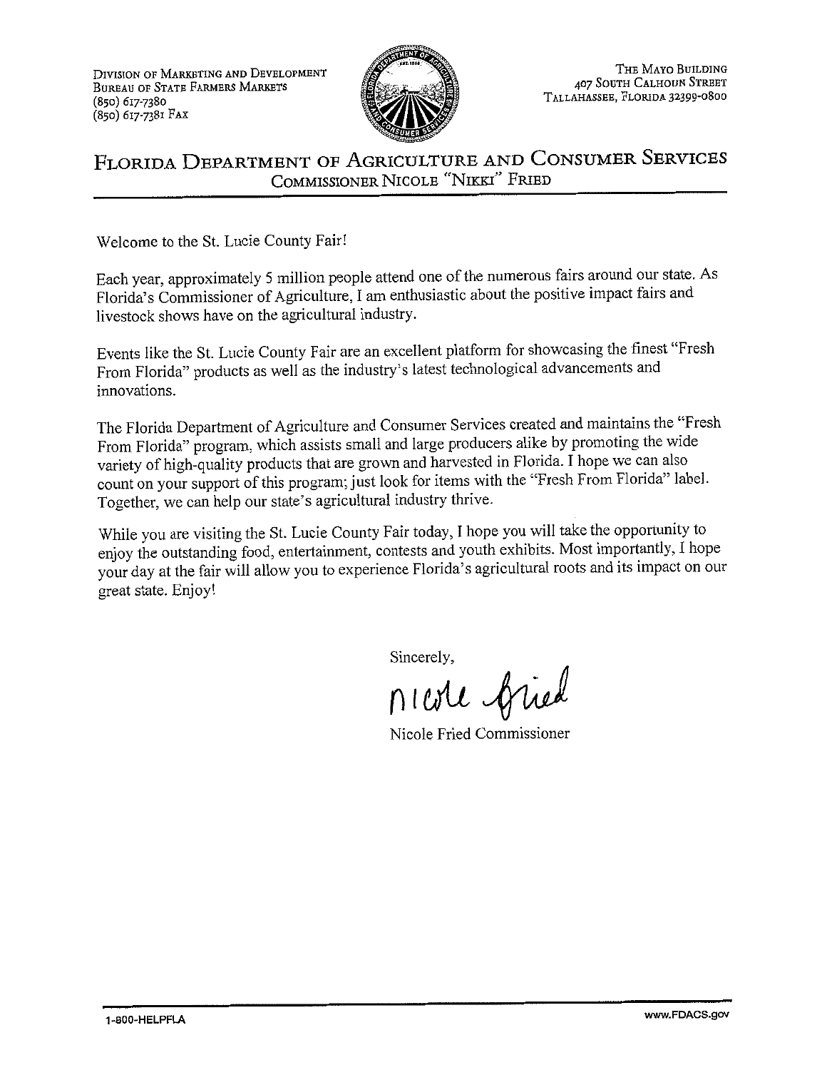Division of Marketing and Development
Bureau of State Farmers Markets
(850) 617-7380
(850) 617-7381 Fax

The Mayo Building
407 South Calhoun Street
Tallahassee, Florida 32399-0800

# Florida Department of Agriculture and Consumer Services

Commissioner Nicole "Nikki" Fried

Welcome to the St. Lucie County Fair!

Each year, approximately 5 million people attend one of the numerous fairs around our state. As Florida's Commissioner of Agriculture, I am enthusiastic about the positive impact fairs and livestock shows have on the agricultural industry.

Events like the St. Lucie County Fair are an excellent platform for showcasing the finest "Fresh From Florida" products as well as the industry's latest technological advancements and innovations.

The Florida Department of Agriculture and Consumer Services created and maintains the "Fresh From Florida" program, which assists small and large producers alike by promoting the wide variety of high-quality products that are grown and harvested in Florida. I hope we can also count on your support of this program; just look for items with the "Fresh From Florida" label. Together, we can help our state's agricultural industry thrive.

While you are visiting the St. Lucie County Fair today, I hope you will take the opportunity to enjoy the outstanding food, entertainment, contests and youth exhibits. Most importantly, I hope your day at the fair will allow you to experience Florida's agricultural roots and its impact on our great state. Enjoy!

Sincerely,

Nicole Fried

Nicole Fried Commissioner

1-800-HELPFLA

www.FDACS.gov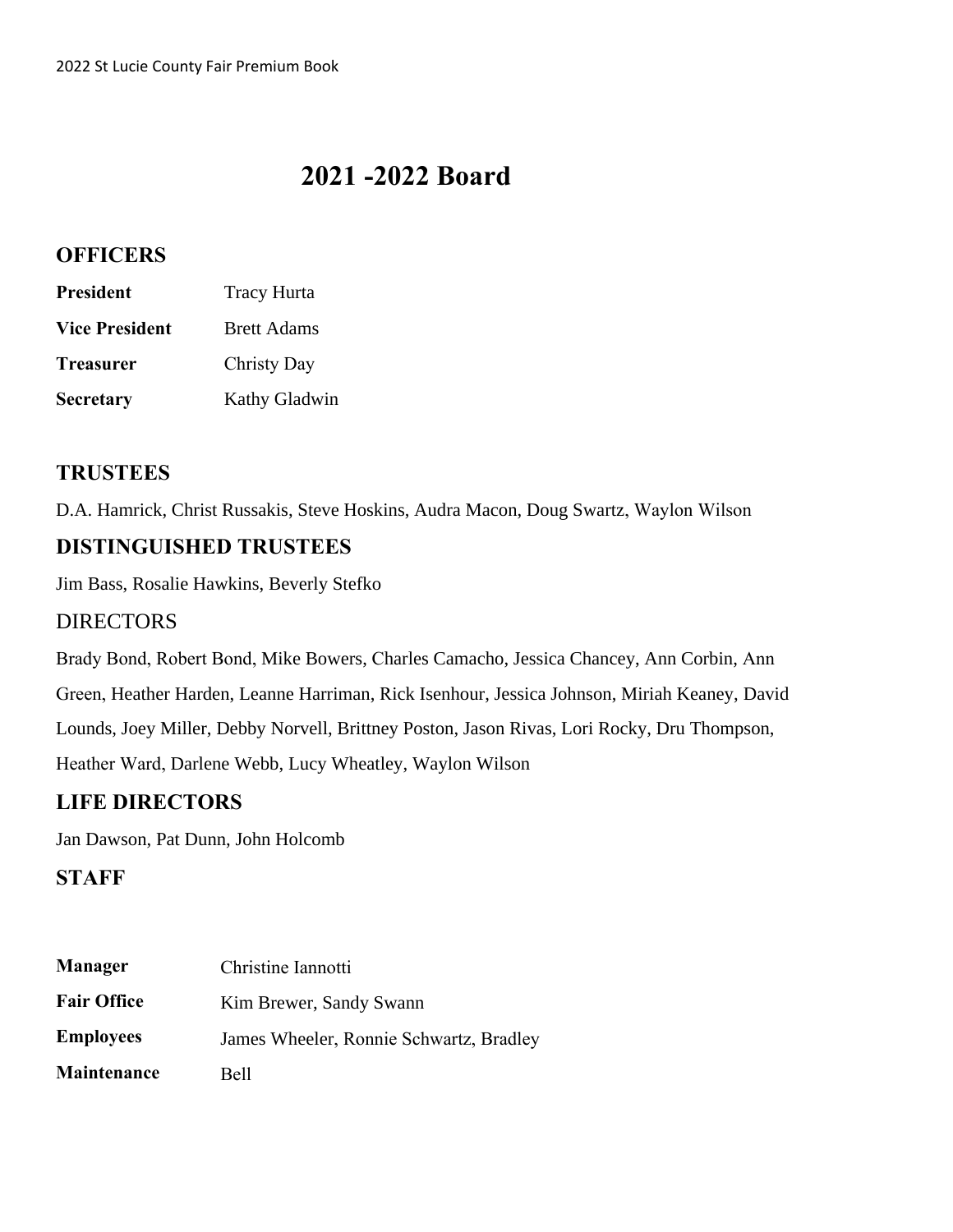# 2021 -2022 Board

## OFFICERS

| | |
|---|---|
| **President** | Tracy Hurta |
| **Vice President** | Brett Adams |
| **Treasurer** | Christy Day |
| **Secretary** | Kathy Gladwin |

## TRUSTEES

D.A. Hamrick, Christ Russakis, Steve Hoskins, Audra Macon, Doug Swartz, Waylon Wilson

## DISTINGUISHED TRUSTEES

Jim Bass, Rosalie Hawkins, Beverly Stefko

## DIRECTORS

Brady Bond, Robert Bond, Mike Bowers, Charles Camacho, Jessica Chancey, Ann Corbin, Ann Green, Heather Harden, Leanne Harriman, Rick Isenhour, Jessica Johnson, Miriah Keaney, David Lounds, Joey Miller, Debby Norvell, Brittney Poston, Jason Rivas, Lori Rocky, Dru Thompson, Heather Ward, Darlene Webb, Lucy Wheatley, Waylon Wilson

## LIFE DIRECTORS

Jan Dawson, Pat Dunn, John Holcomb

## STAFF

| | |
|---|---|
| **Manager** | Christine Iannotti |
| **Fair Office** | Kim Brewer, Sandy Swann |
| **Employees** | James Wheeler, Ronnie Schwartz, Bradley |
| **Maintenance** | Bell |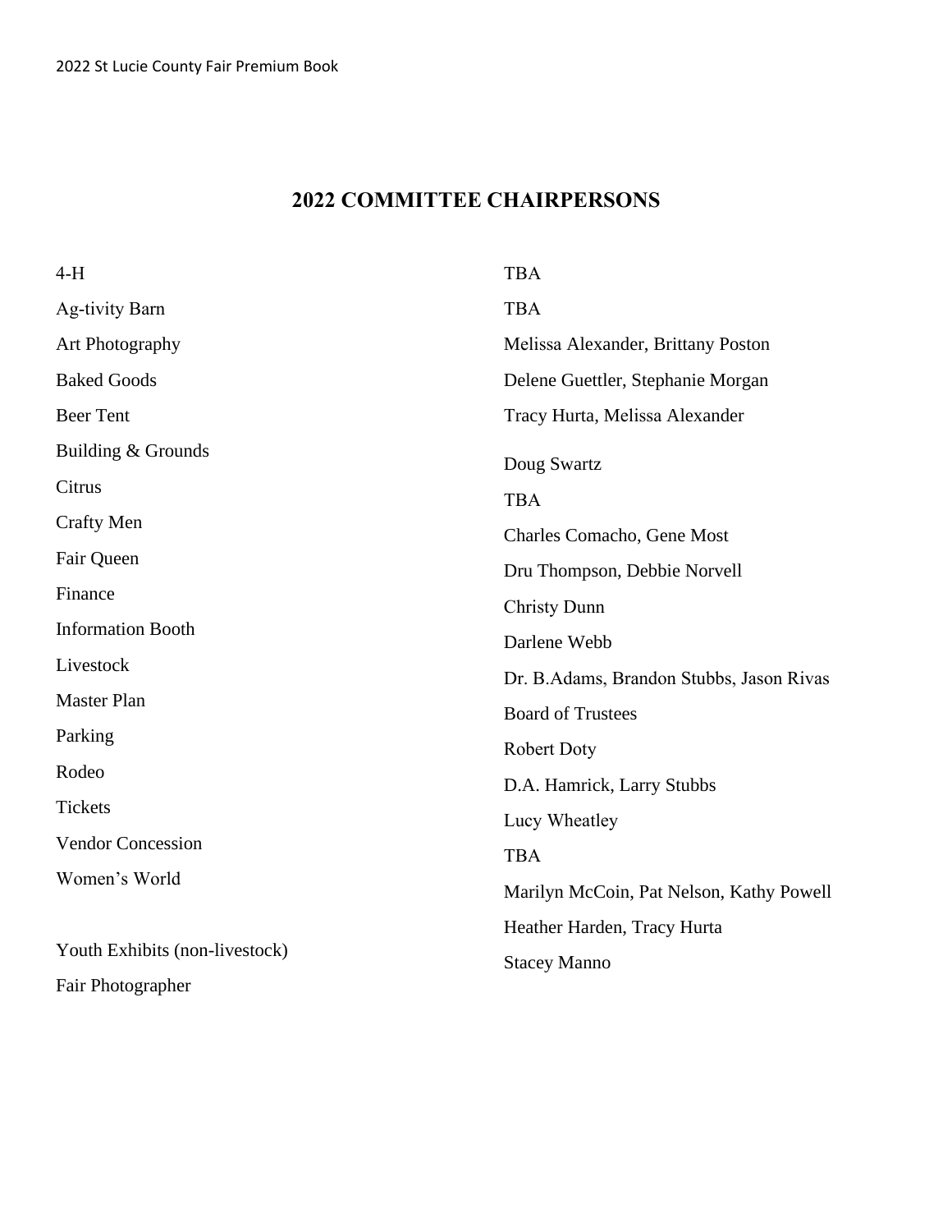## 2022 COMMITTEE CHAIRPERSONS

| Committee | Chairperson(s) |
|---|---|
| 4-H | TBA |
| Ag-tivity Barn | TBA |
| Art Photography | Melissa Alexander, Brittany Poston |
| Baked Goods | Delene Guettler, Stephanie Morgan |
| Beer Tent | Tracy Hurta, Melissa Alexander |
| Building & Grounds | Doug Swartz |
| Citrus | TBA |
| Crafty Men | Charles Comacho, Gene Most |
| Fair Queen | Dru Thompson, Debbie Norvell |
| Finance | Christy Dunn |
| Information Booth | Darlene Webb |
| Livestock | Dr. B.Adams, Brandon Stubbs, Jason Rivas |
| Master Plan | Board of Trustees |
| Parking | Robert Doty |
| Rodeo | D.A. Hamrick, Larry Stubbs |
| Tickets | Lucy Wheatley |
| Vendor Concession | TBA |
| Women's World | Marilyn McCoin, Pat Nelson, Kathy Powell |
| Youth Exhibits (non-livestock) | Heather Harden, Tracy Hurta |
| Fair Photographer | Stacey Manno |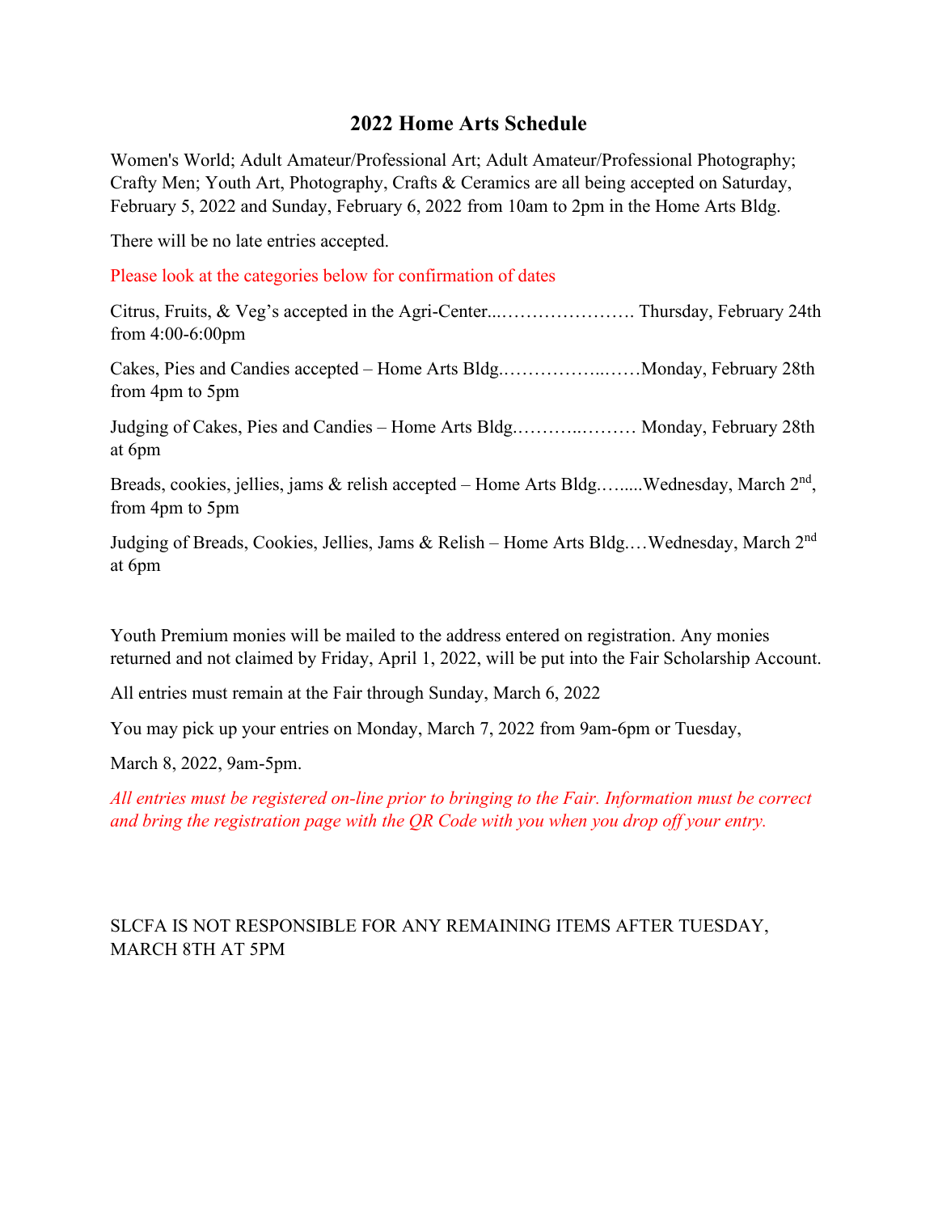# 2022 Home Arts Schedule

Women's World; Adult Amateur/Professional Art; Adult Amateur/Professional Photography; Crafty Men; Youth Art, Photography, Crafts & Ceramics are all being accepted on Saturday, February 5, 2022 and Sunday, February 6, 2022 from 10am to 2pm in the Home Arts Bldg.

There will be no late entries accepted.

Please look at the categories below for confirmation of dates

Citrus, Fruits, & Veg's accepted in the Agri-Center...…………………. Thursday, February 24th from 4:00-6:00pm

Cakes, Pies and Candies accepted – Home Arts Bldg.……………..……Monday, February 28th from 4pm to 5pm

Judging of Cakes, Pies and Candies – Home Arts Bldg.………..……… Monday, February 28th at 6pm

Breads, cookies, jellies, jams & relish accepted – Home Arts Bldg.…....Wednesday, March 2nd, from 4pm to 5pm

Judging of Breads, Cookies, Jellies, Jams & Relish – Home Arts Bldg.…Wednesday, March 2nd at 6pm

Youth Premium monies will be mailed to the address entered on registration. Any monies returned and not claimed by Friday, April 1, 2022, will be put into the Fair Scholarship Account.

All entries must remain at the Fair through Sunday, March 6, 2022

You may pick up your entries on Monday, March 7, 2022 from 9am-6pm or Tuesday,

March 8, 2022, 9am-5pm.

*All entries must be registered on-line prior to bringing to the Fair. Information must be correct and bring the registration page with the QR Code with you when you drop off your entry.*

SLCFA IS NOT RESPONSIBLE FOR ANY REMAINING ITEMS AFTER TUESDAY, MARCH 8TH AT 5PM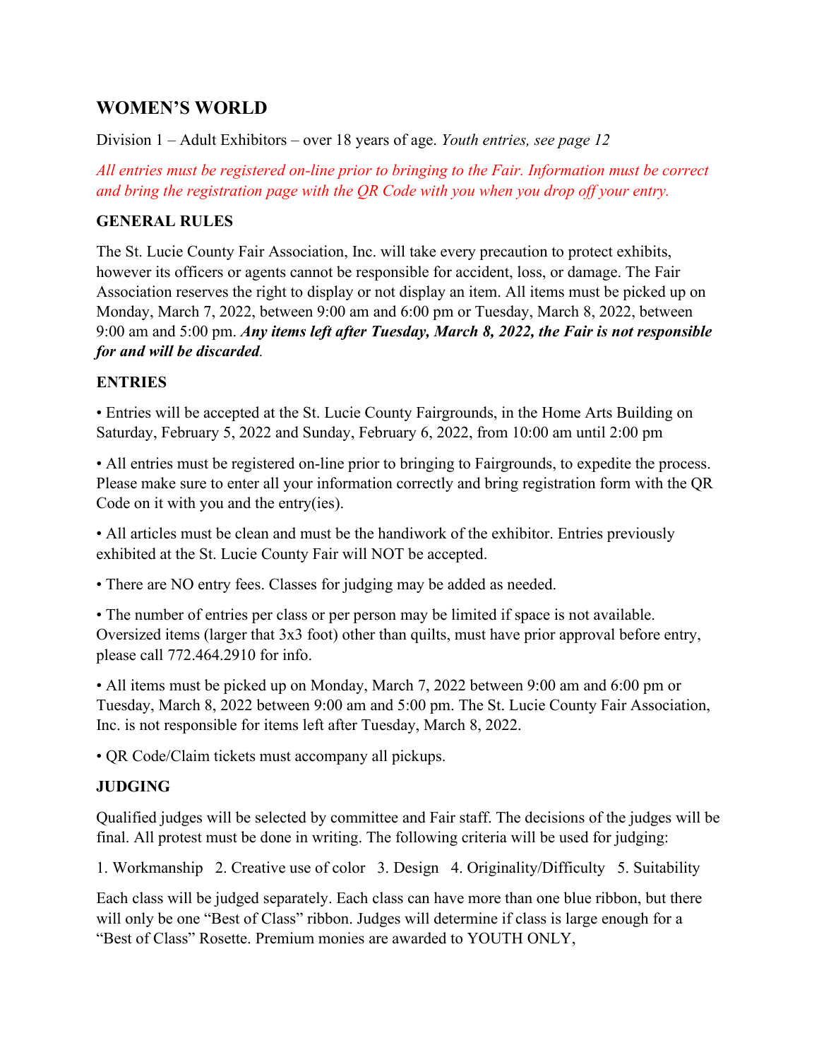## WOMEN'S WORLD

Division 1 – Adult Exhibitors – over 18 years of age. *Youth entries, see page 12*

*All entries must be registered on-line prior to bringing to the Fair. Information must be correct and bring the registration page with the QR Code with you when you drop off your entry.*

### GENERAL RULES

The St. Lucie County Fair Association, Inc. will take every precaution to protect exhibits, however its officers or agents cannot be responsible for accident, loss, or damage. The Fair Association reserves the right to display or not display an item. All items must be picked up on Monday, March 7, 2022, between 9:00 am and 6:00 pm or Tuesday, March 8, 2022, between 9:00 am and 5:00 pm. ***Any items left after Tuesday, March 8, 2022, the Fair is not responsible for and will be discarded***.

### ENTRIES

• Entries will be accepted at the St. Lucie County Fairgrounds, in the Home Arts Building on Saturday, February 5, 2022 and Sunday, February 6, 2022, from 10:00 am until 2:00 pm

• All entries must be registered on-line prior to bringing to Fairgrounds, to expedite the process. Please make sure to enter all your information correctly and bring registration form with the QR Code on it with you and the entry(ies).

• All articles must be clean and must be the handiwork of the exhibitor. Entries previously exhibited at the St. Lucie County Fair will NOT be accepted.

• There are NO entry fees. Classes for judging may be added as needed.

• The number of entries per class or per person may be limited if space is not available. Oversized items (larger that 3x3 foot) other than quilts, must have prior approval before entry, please call 772.464.2910 for info.

• All items must be picked up on Monday, March 7, 2022 between 9:00 am and 6:00 pm or Tuesday, March 8, 2022 between 9:00 am and 5:00 pm. The St. Lucie County Fair Association, Inc. is not responsible for items left after Tuesday, March 8, 2022.

• QR Code/Claim tickets must accompany all pickups.

### JUDGING

Qualified judges will be selected by committee and Fair staff. The decisions of the judges will be final. All protest must be done in writing. The following criteria will be used for judging:

1. Workmanship 2. Creative use of color 3. Design 4. Originality/Difficulty 5. Suitability

Each class will be judged separately. Each class can have more than one blue ribbon, but there will only be one "Best of Class" ribbon. Judges will determine if class is large enough for a "Best of Class" Rosette. Premium monies are awarded to YOUTH ONLY,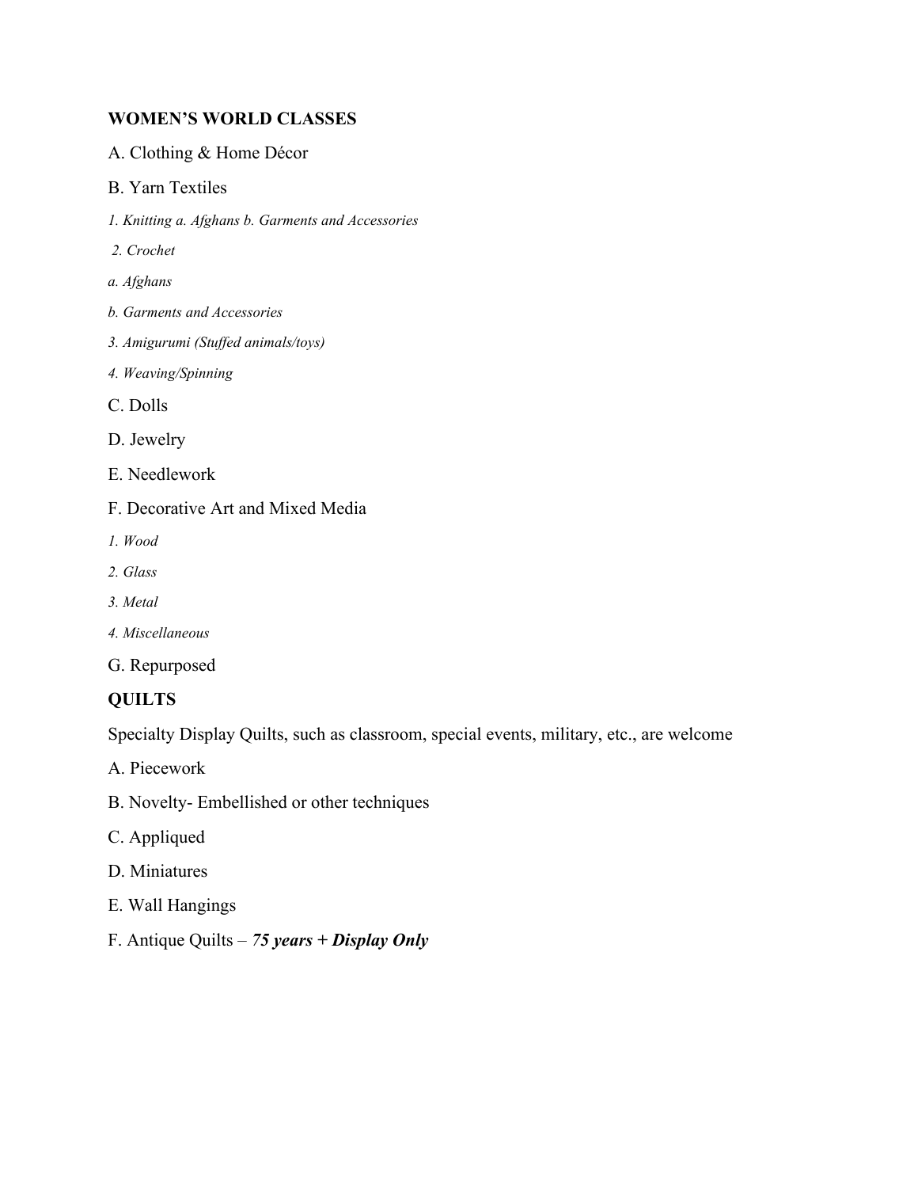**WOMEN'S WORLD CLASSES**

A. Clothing & Home Décor

B. Yarn Textiles

*1. Knitting a. Afghans b. Garments and Accessories*

*2. Crochet*

*a. Afghans*

*b. Garments and Accessories*

*3. Amigurumi (Stuffed animals/toys)*

*4. Weaving/Spinning*

C. Dolls

D. Jewelry

E. Needlework

F. Decorative Art and Mixed Media

*1. Wood*

*2. Glass*

*3. Metal*

*4. Miscellaneous*

G. Repurposed

**QUILTS**

Specialty Display Quilts, such as classroom, special events, military, etc., are welcome

A. Piecework

B. Novelty- Embellished or other techniques

C. Appliqued

D. Miniatures

E. Wall Hangings

F. Antique Quilts – ***75 years + Display Only***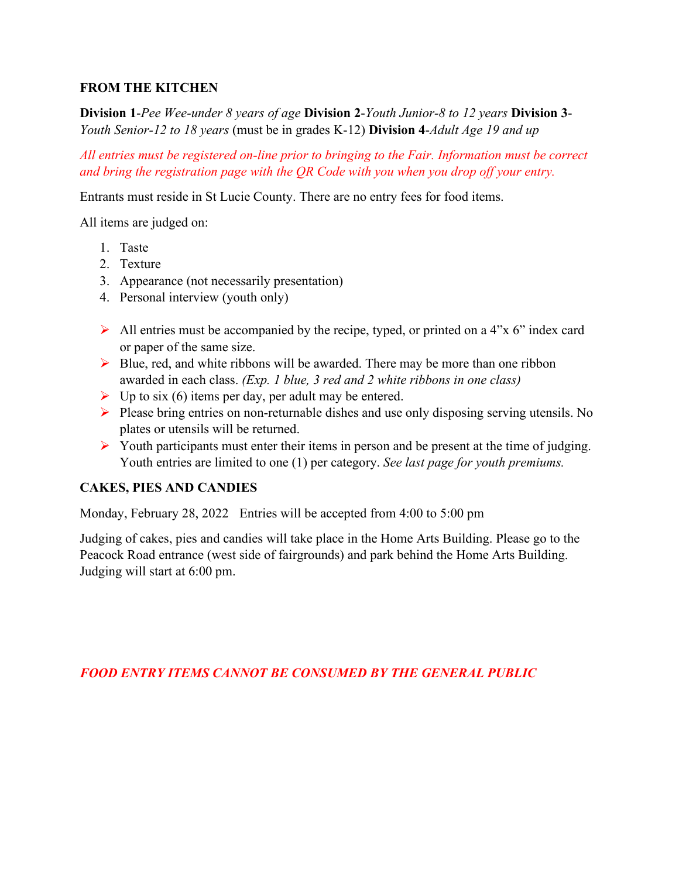## FROM THE KITCHEN

**Division 1**-*Pee Wee-under 8 years of age* **Division 2**-*Youth Junior-8 to 12 years* **Division 3**-*Youth Senior-12 to 18 years* (must be in grades K-12) **Division 4**-*Adult Age 19 and up*

*All entries must be registered on-line prior to bringing to the Fair. Information must be correct and bring the registration page with the QR Code with you when you drop off your entry.*

Entrants must reside in St Lucie County. There are no entry fees for food items.

All items are judged on:

1. Taste
2. Texture
3. Appearance (not necessarily presentation)
4. Personal interview (youth only)

- All entries must be accompanied by the recipe, typed, or printed on a 4"x 6" index card or paper of the same size.
- Blue, red, and white ribbons will be awarded. There may be more than one ribbon awarded in each class. *(Exp. 1 blue, 3 red and 2 white ribbons in one class)*
- Up to six (6) items per day, per adult may be entered.
- Please bring entries on non-returnable dishes and use only disposing serving utensils. No plates or utensils will be returned.
- Youth participants must enter their items in person and be present at the time of judging. Youth entries are limited to one (1) per category. *See last page for youth premiums.*

## CAKES, PIES AND CANDIES

Monday, February 28, 2022 Entries will be accepted from 4:00 to 5:00 pm

Judging of cakes, pies and candies will take place in the Home Arts Building. Please go to the Peacock Road entrance (west side of fairgrounds) and park behind the Home Arts Building. Judging will start at 6:00 pm.

***FOOD ENTRY ITEMS CANNOT BE CONSUMED BY THE GENERAL PUBLIC***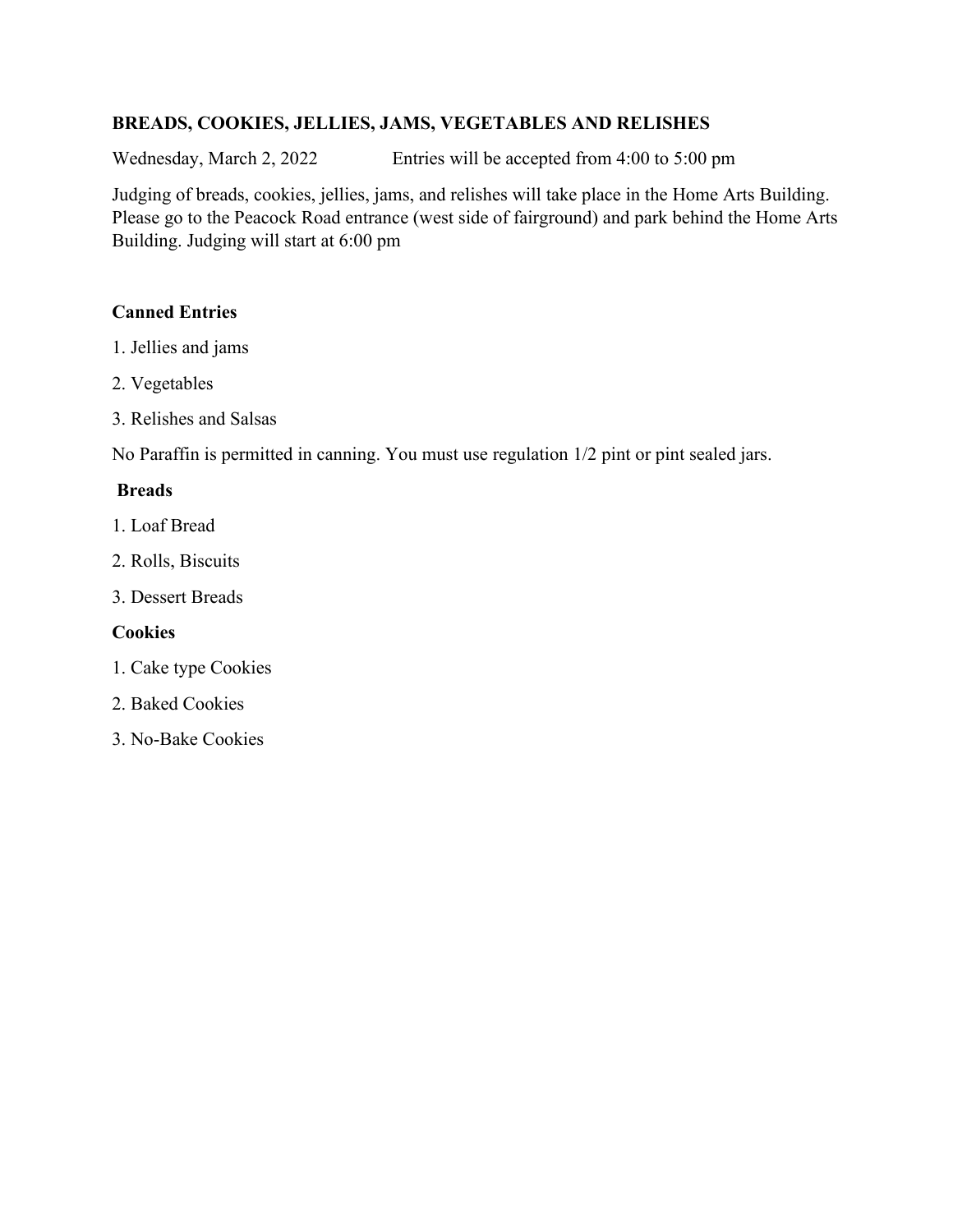**BREADS, COOKIES, JELLIES, JAMS, VEGETABLES AND RELISHES**

Wednesday, March 2, 2022 Entries will be accepted from 4:00 to 5:00 pm

Judging of breads, cookies, jellies, jams, and relishes will take place in the Home Arts Building. Please go to the Peacock Road entrance (west side of fairground) and park behind the Home Arts Building. Judging will start at 6:00 pm

**Canned Entries**

1. Jellies and jams
2. Vegetables
3. Relishes and Salsas

No Paraffin is permitted in canning. You must use regulation 1/2 pint or pint sealed jars.

**Breads**

1. Loaf Bread
2. Rolls, Biscuits
3. Dessert Breads

**Cookies**

1. Cake type Cookies
2. Baked Cookies
3. No-Bake Cookies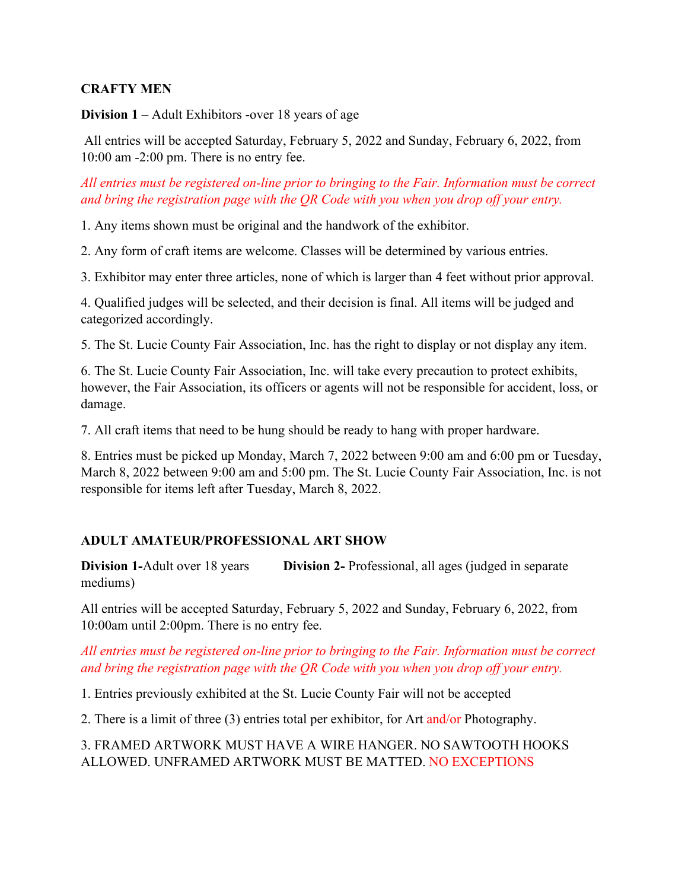**CRAFTY MEN**

**Division 1** – Adult Exhibitors -over 18 years of age

All entries will be accepted Saturday, February 5, 2022 and Sunday, February 6, 2022, from 10:00 am -2:00 pm. There is no entry fee.

*All entries must be registered on-line prior to bringing to the Fair. Information must be correct and bring the registration page with the QR Code with you when you drop off your entry.*

1. Any items shown must be original and the handwork of the exhibitor.

2. Any form of craft items are welcome. Classes will be determined by various entries.

3. Exhibitor may enter three articles, none of which is larger than 4 feet without prior approval.

4. Qualified judges will be selected, and their decision is final. All items will be judged and categorized accordingly.

5. The St. Lucie County Fair Association, Inc. has the right to display or not display any item.

6. The St. Lucie County Fair Association, Inc. will take every precaution to protect exhibits, however, the Fair Association, its officers or agents will not be responsible for accident, loss, or damage.

7. All craft items that need to be hung should be ready to hang with proper hardware.

8. Entries must be picked up Monday, March 7, 2022 between 9:00 am and 6:00 pm or Tuesday, March 8, 2022 between 9:00 am and 5:00 pm. The St. Lucie County Fair Association, Inc. is not responsible for items left after Tuesday, March 8, 2022.

**ADULT AMATEUR/PROFESSIONAL ART SHOW**

**Division 1-**Adult over 18 years **Division 2-** Professional, all ages (judged in separate mediums)

All entries will be accepted Saturday, February 5, 2022 and Sunday, February 6, 2022, from 10:00am until 2:00pm. There is no entry fee.

*All entries must be registered on-line prior to bringing to the Fair. Information must be correct and bring the registration page with the QR Code with you when you drop off your entry.*

1. Entries previously exhibited at the St. Lucie County Fair will not be accepted

2. There is a limit of three (3) entries total per exhibitor, for Art and/or Photography.

3. FRAMED ARTWORK MUST HAVE A WIRE HANGER. NO SAWTOOTH HOOKS ALLOWED. UNFRAMED ARTWORK MUST BE MATTED. NO EXCEPTIONS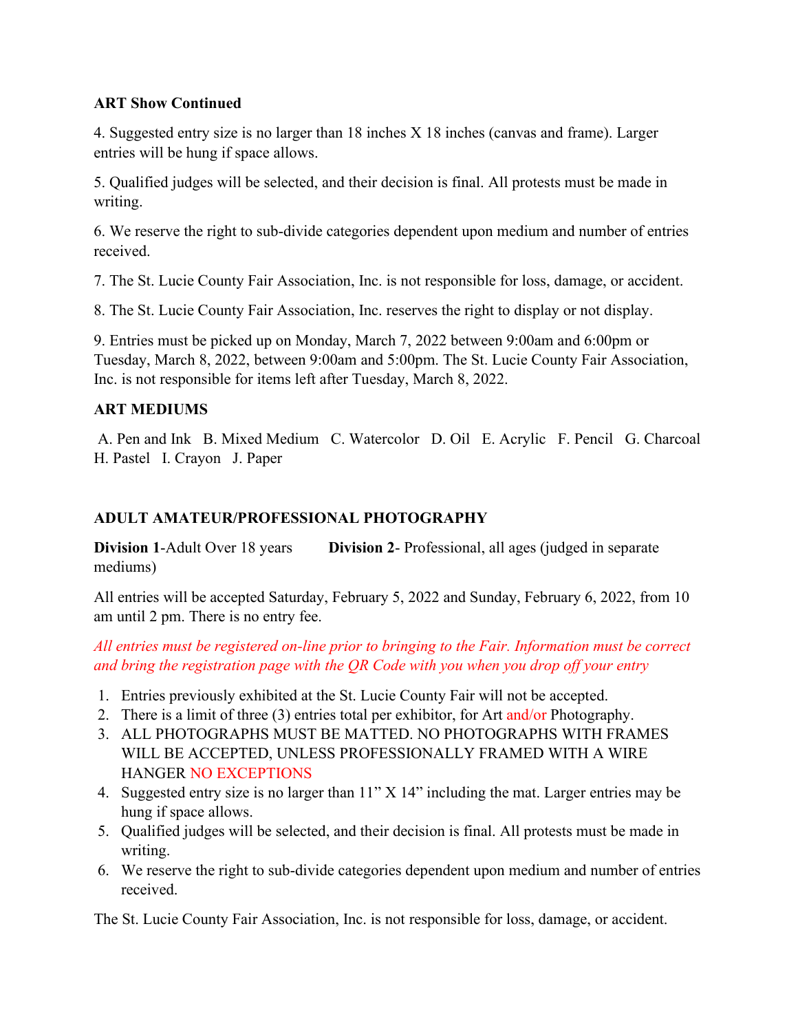**ART Show Continued**

4. Suggested entry size is no larger than 18 inches X 18 inches (canvas and frame). Larger entries will be hung if space allows.

5. Qualified judges will be selected, and their decision is final. All protests must be made in writing.

6. We reserve the right to sub-divide categories dependent upon medium and number of entries received.

7. The St. Lucie County Fair Association, Inc. is not responsible for loss, damage, or accident.

8. The St. Lucie County Fair Association, Inc. reserves the right to display or not display.

9. Entries must be picked up on Monday, March 7, 2022 between 9:00am and 6:00pm or Tuesday, March 8, 2022, between 9:00am and 5:00pm. The St. Lucie County Fair Association, Inc. is not responsible for items left after Tuesday, March 8, 2022.

**ART MEDIUMS**

A. Pen and Ink B. Mixed Medium C. Watercolor D. Oil E. Acrylic F. Pencil G. Charcoal H. Pastel I. Crayon J. Paper

**ADULT AMATEUR/PROFESSIONAL PHOTOGRAPHY**

**Division 1**-Adult Over 18 years **Division 2**- Professional, all ages (judged in separate mediums)

All entries will be accepted Saturday, February 5, 2022 and Sunday, February 6, 2022, from 10 am until 2 pm. There is no entry fee.

*All entries must be registered on-line prior to bringing to the Fair. Information must be correct and bring the registration page with the QR Code with you when you drop off your entry*

1. Entries previously exhibited at the St. Lucie County Fair will not be accepted.
2. There is a limit of three (3) entries total per exhibitor, for Art and/or Photography.
3. ALL PHOTOGRAPHS MUST BE MATTED. NO PHOTOGRAPHS WITH FRAMES WILL BE ACCEPTED, UNLESS PROFESSIONALLY FRAMED WITH A WIRE HANGER NO EXCEPTIONS
4. Suggested entry size is no larger than 11" X 14" including the mat. Larger entries may be hung if space allows.
5. Qualified judges will be selected, and their decision is final. All protests must be made in writing.
6. We reserve the right to sub-divide categories dependent upon medium and number of entries received.

The St. Lucie County Fair Association, Inc. is not responsible for loss, damage, or accident.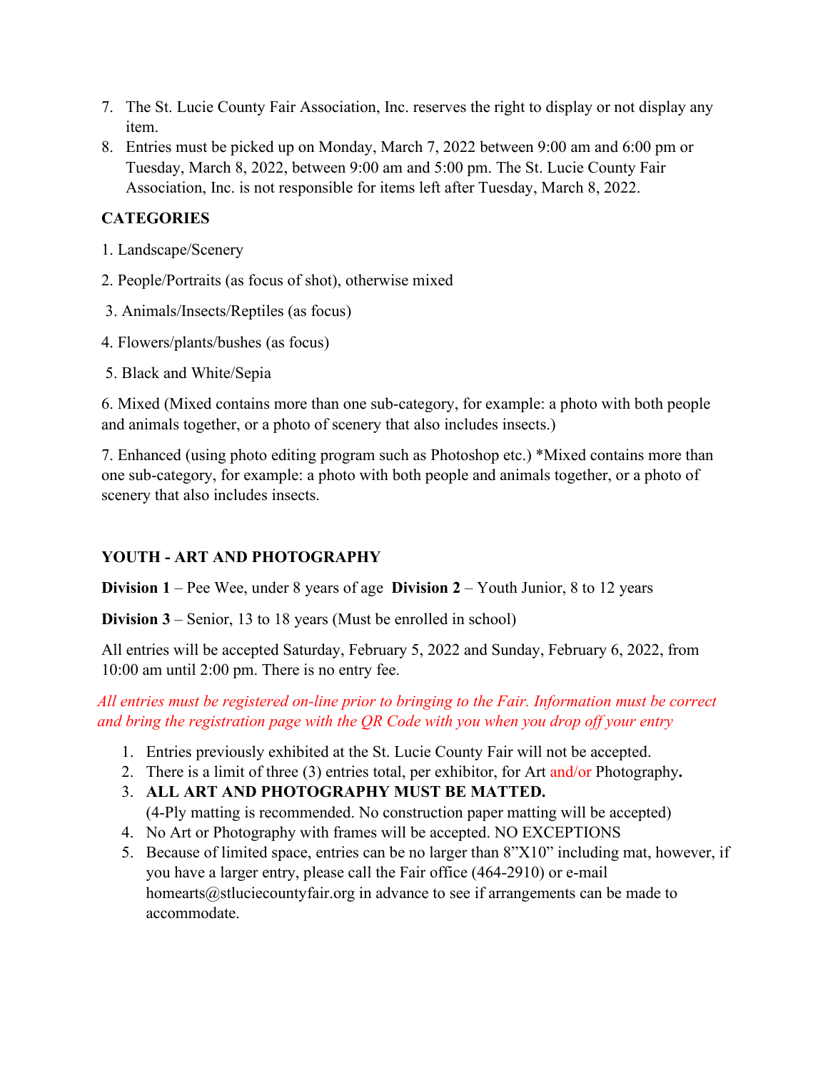7. The St. Lucie County Fair Association, Inc. reserves the right to display or not display any item.
8. Entries must be picked up on Monday, March 7, 2022 between 9:00 am and 6:00 pm or Tuesday, March 8, 2022, between 9:00 am and 5:00 pm. The St. Lucie County Fair Association, Inc. is not responsible for items left after Tuesday, March 8, 2022.

**CATEGORIES**

1. Landscape/Scenery

2. People/Portraits (as focus of shot), otherwise mixed

3. Animals/Insects/Reptiles (as focus)

4. Flowers/plants/bushes (as focus)

5. Black and White/Sepia

6. Mixed (Mixed contains more than one sub-category, for example: a photo with both people and animals together, or a photo of scenery that also includes insects.)

7. Enhanced (using photo editing program such as Photoshop etc.) *Mixed contains more than one sub-category, for example: a photo with both people and animals together, or a photo of scenery that also includes insects.

**YOUTH - ART AND PHOTOGRAPHY**

**Division 1** – Pee Wee, under 8 years of age **Division 2** – Youth Junior, 8 to 12 years

**Division 3** – Senior, 13 to 18 years (Must be enrolled in school)

All entries will be accepted Saturday, February 5, 2022 and Sunday, February 6, 2022, from 10:00 am until 2:00 pm. There is no entry fee.

*All entries must be registered on-line prior to bringing to the Fair. Information must be correct and bring the registration page with the QR Code with you when you drop off your entry*

1. Entries previously exhibited at the St. Lucie County Fair will not be accepted.
2. There is a limit of three (3) entries total, per exhibitor, for Art and/or Photography**.**
3. **ALL ART AND PHOTOGRAPHY MUST BE MATTED.** (4-Ply matting is recommended. No construction paper matting will be accepted)
4. No Art or Photography with frames will be accepted. NO EXCEPTIONS
5. Because of limited space, entries can be no larger than 8"X10" including mat, however, if you have a larger entry, please call the Fair office (464-2910) or e-mail homearts@stluciecountyfair.org in advance to see if arrangements can be made to accommodate.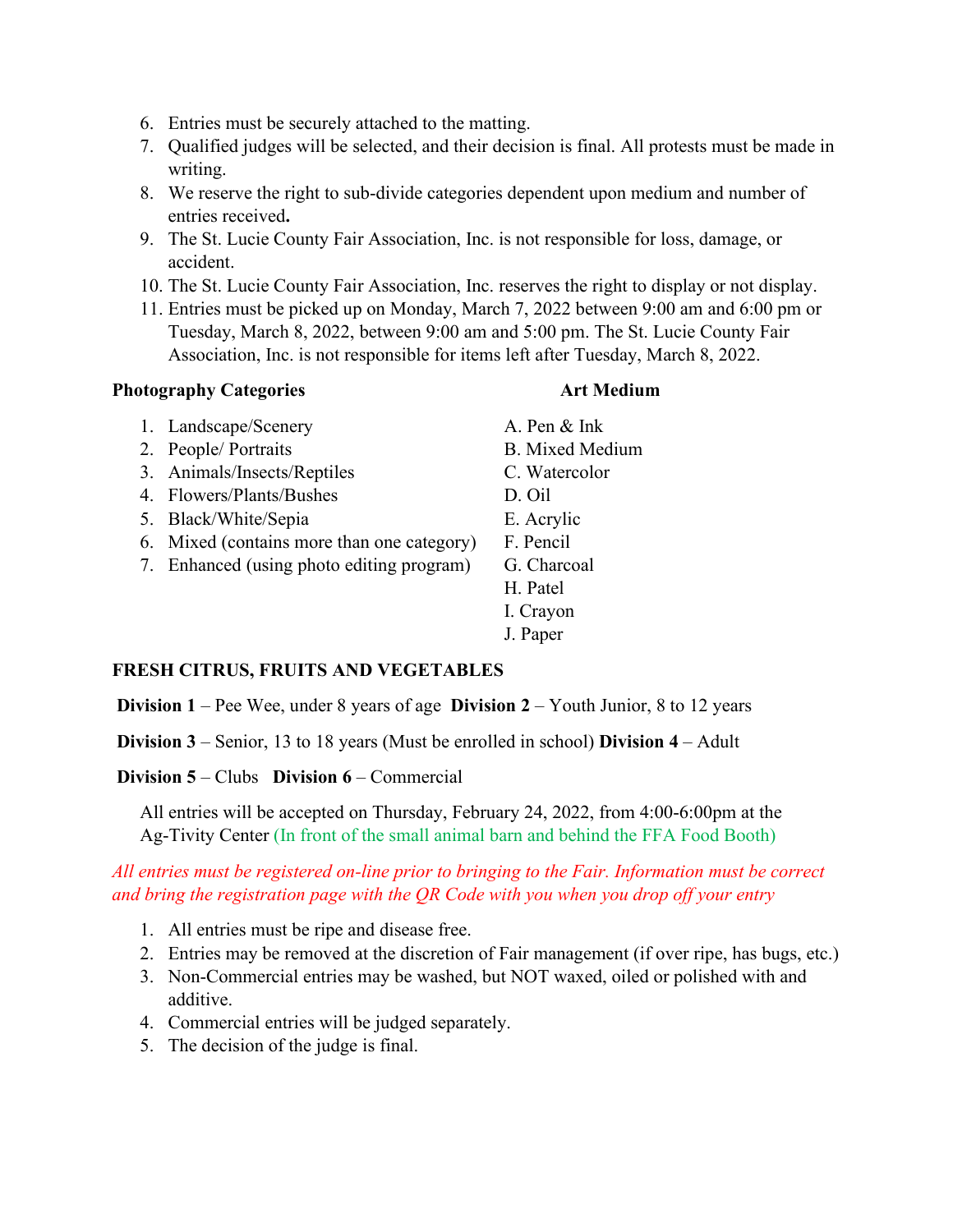6. Entries must be securely attached to the matting.
7. Qualified judges will be selected, and their decision is final. All protests must be made in writing.
8. We reserve the right to sub-divide categories dependent upon medium and number of entries received**.**
9. The St. Lucie County Fair Association, Inc. is not responsible for loss, damage, or accident.
10. The St. Lucie County Fair Association, Inc. reserves the right to display or not display.
11. Entries must be picked up on Monday, March 7, 2022 between 9:00 am and 6:00 pm or Tuesday, March 8, 2022, between 9:00 am and 5:00 pm. The St. Lucie County Fair Association, Inc. is not responsible for items left after Tuesday, March 8, 2022.

**Photography Categories**

1. Landscape/Scenery
2. People/ Portraits
3. Animals/Insects/Reptiles
4. Flowers/Plants/Bushes
5. Black/White/Sepia
6. Mixed (contains more than one category)
7. Enhanced (using photo editing program)

**Art Medium**

A. Pen & Ink
B. Mixed Medium
C. Watercolor
D. Oil
E. Acrylic
F. Pencil
G. Charcoal
H. Patel
I. Crayon
J. Paper

**FRESH CITRUS, FRUITS AND VEGETABLES**

**Division 1** – Pee Wee, under 8 years of age **Division 2** – Youth Junior, 8 to 12 years

**Division 3** – Senior, 13 to 18 years (Must be enrolled in school) **Division 4** – Adult

**Division 5** – Clubs **Division 6** – Commercial

All entries will be accepted on Thursday, February 24, 2022, from 4:00-6:00pm at the Ag-Tivity Center (In front of the small animal barn and behind the FFA Food Booth)

*All entries must be registered on-line prior to bringing to the Fair. Information must be correct and bring the registration page with the QR Code with you when you drop off your entry*

1. All entries must be ripe and disease free.
2. Entries may be removed at the discretion of Fair management (if over ripe, has bugs, etc.)
3. Non-Commercial entries may be washed, but NOT waxed, oiled or polished with and additive.
4. Commercial entries will be judged separately.
5. The decision of the judge is final.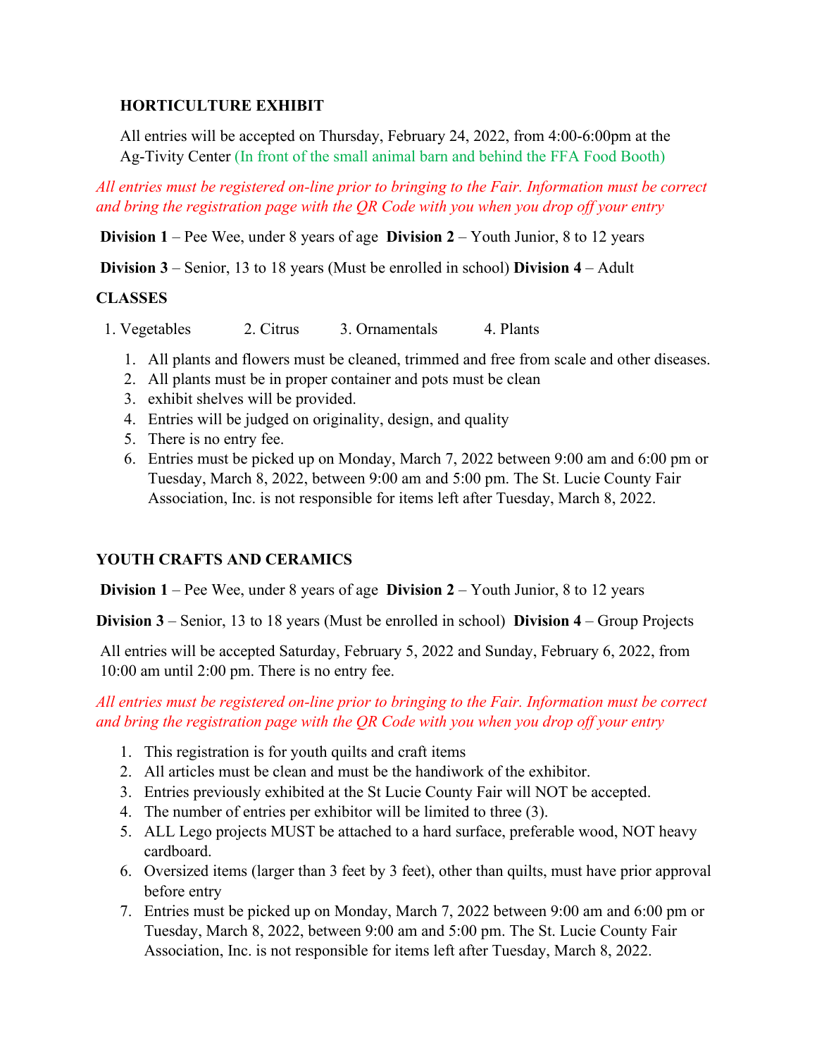**HORTICULTURE EXHIBIT**

All entries will be accepted on Thursday, February 24, 2022, from 4:00-6:00pm at the Ag-Tivity Center (In front of the small animal barn and behind the FFA Food Booth)

*All entries must be registered on-line prior to bringing to the Fair. Information must be correct and bring the registration page with the QR Code with you when you drop off your entry*

**Division 1** – Pee Wee, under 8 years of age **Division 2** – Youth Junior, 8 to 12 years

**Division 3** – Senior, 13 to 18 years (Must be enrolled in school) **Division 4** – Adult

**CLASSES**

1. Vegetables 2. Citrus 3. Ornamentals 4. Plants

1. All plants and flowers must be cleaned, trimmed and free from scale and other diseases.
2. All plants must be in proper container and pots must be clean
3. exhibit shelves will be provided.
4. Entries will be judged on originality, design, and quality
5. There is no entry fee.
6. Entries must be picked up on Monday, March 7, 2022 between 9:00 am and 6:00 pm or Tuesday, March 8, 2022, between 9:00 am and 5:00 pm. The St. Lucie County Fair Association, Inc. is not responsible for items left after Tuesday, March 8, 2022.

**YOUTH CRAFTS AND CERAMICS**

**Division 1** – Pee Wee, under 8 years of age **Division 2** – Youth Junior, 8 to 12 years

**Division 3** – Senior, 13 to 18 years (Must be enrolled in school) **Division 4** – Group Projects

All entries will be accepted Saturday, February 5, 2022 and Sunday, February 6, 2022, from 10:00 am until 2:00 pm. There is no entry fee.

*All entries must be registered on-line prior to bringing to the Fair. Information must be correct and bring the registration page with the QR Code with you when you drop off your entry*

1. This registration is for youth quilts and craft items
2. All articles must be clean and must be the handiwork of the exhibitor.
3. Entries previously exhibited at the St Lucie County Fair will NOT be accepted.
4. The number of entries per exhibitor will be limited to three (3).
5. ALL Lego projects MUST be attached to a hard surface, preferable wood, NOT heavy cardboard.
6. Oversized items (larger than 3 feet by 3 feet), other than quilts, must have prior approval before entry
7. Entries must be picked up on Monday, March 7, 2022 between 9:00 am and 6:00 pm or Tuesday, March 8, 2022, between 9:00 am and 5:00 pm. The St. Lucie County Fair Association, Inc. is not responsible for items left after Tuesday, March 8, 2022.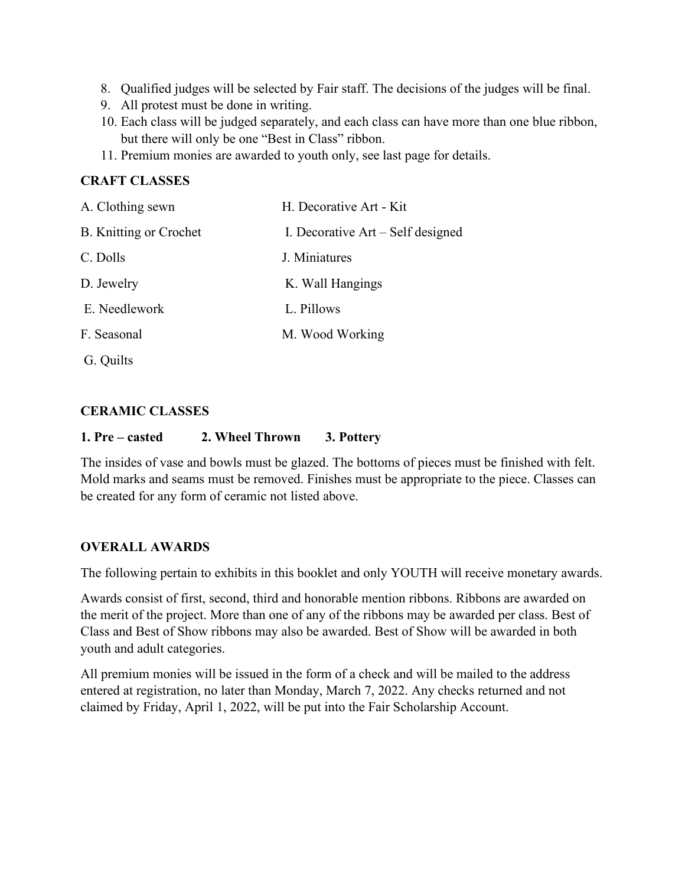8. Qualified judges will be selected by Fair staff. The decisions of the judges will be final.
9. All protest must be done in writing.
10. Each class will be judged separately, and each class can have more than one blue ribbon, but there will only be one "Best in Class" ribbon.
11. Premium monies are awarded to youth only, see last page for details.

**CRAFT CLASSES**

A. Clothing sewn
B. Knitting or Crochet
C. Dolls
D. Jewelry
E. Needlework
F. Seasonal
G. Quilts
H. Decorative Art - Kit
I. Decorative Art – Self designed
J. Miniatures
K. Wall Hangings
L. Pillows
M. Wood Working

**CERAMIC CLASSES**

**1. Pre – casted 2. Wheel Thrown 3. Pottery**

The insides of vase and bowls must be glazed. The bottoms of pieces must be finished with felt. Mold marks and seams must be removed. Finishes must be appropriate to the piece. Classes can be created for any form of ceramic not listed above.

**OVERALL AWARDS**

The following pertain to exhibits in this booklet and only YOUTH will receive monetary awards.

Awards consist of first, second, third and honorable mention ribbons. Ribbons are awarded on the merit of the project. More than one of any of the ribbons may be awarded per class. Best of Class and Best of Show ribbons may also be awarded. Best of Show will be awarded in both youth and adult categories.

All premium monies will be issued in the form of a check and will be mailed to the address entered at registration, no later than Monday, March 7, 2022. Any checks returned and not claimed by Friday, April 1, 2022, will be put into the Fair Scholarship Account.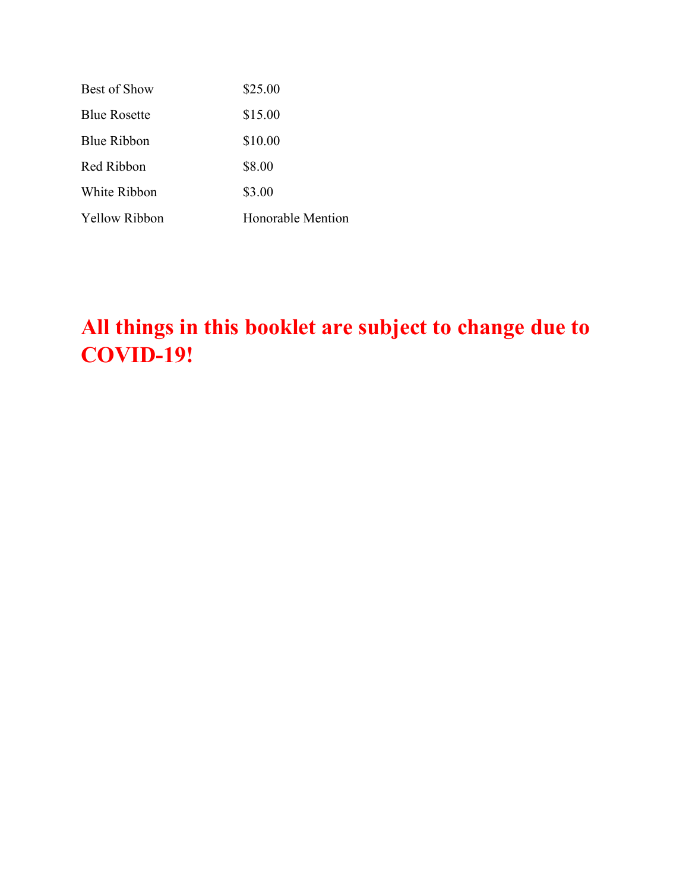| | |
|---|---|
| Best of Show | $25.00 |
| Blue Rosette | $15.00 |
| Blue Ribbon | $10.00 |
| Red Ribbon | $8.00 |
| White Ribbon | $3.00 |
| Yellow Ribbon | Honorable Mention |

## **All things in this booklet are subject to change due to COVID-19!**